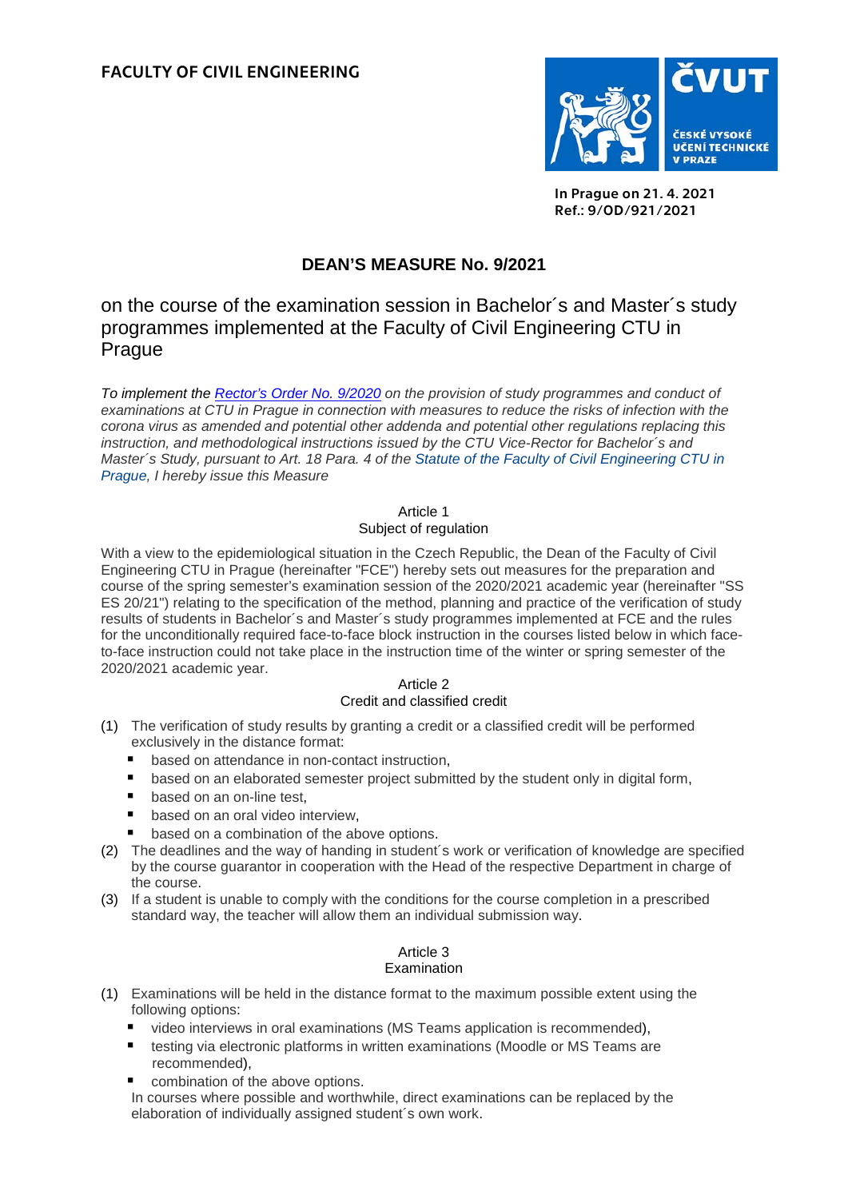FACULTY OF CIVIL ENGINEERING

In Prague on 21. 4. 2021
Ref.: 9/OD/921/2021

# DEAN'S MEASURE No. 9/2021

## on the course of the examination session in Bachelor´s and Master´s study programmes implemented at the Faculty of Civil Engineering CTU in Prague

*To implement the Rector's Order No. 9/2020 on the provision of study programmes and conduct of examinations at CTU in Prague in connection with measures to reduce the risks of infection with the corona virus as amended and potential other addenda and potential other regulations replacing this instruction, and methodological instructions issued by the CTU Vice-Rector for Bachelor´s and Master´s Study, pursuant to Art. 18 Para. 4 of the Statute of the Faculty of Civil Engineering CTU in Prague, I hereby issue this Measure*

### Article 1
### Subject of regulation

With a view to the epidemiological situation in the Czech Republic, the Dean of the Faculty of Civil Engineering CTU in Prague (hereinafter "FCE") hereby sets out measures for the preparation and course of the spring semester's examination session of the 2020/2021 academic year (hereinafter "SS ES 20/21") relating to the specification of the method, planning and practice of the verification of study results of students in Bachelor´s and Master´s study programmes implemented at FCE and the rules for the unconditionally required face-to-face block instruction in the courses listed below in which face-to-face instruction could not take place in the instruction time of the winter or spring semester of the 2020/2021 academic year.

### Article 2
### Credit and classified credit

(1) The verification of study results by granting a credit or a classified credit will be performed exclusively in the distance format:
- based on attendance in non-contact instruction,
- based on an elaborated semester project submitted by the student only in digital form,
- based on an on-line test,
- based on an oral video interview,
- based on a combination of the above options.

(2) The deadlines and the way of handing in student´s work or verification of knowledge are specified by the course guarantor in cooperation with the Head of the respective Department in charge of the course.

(3) If a student is unable to comply with the conditions for the course completion in a prescribed standard way, the teacher will allow them an individual submission way.

### Article 3
### Examination

(1) Examinations will be held in the distance format to the maximum possible extent using the following options:
- video interviews in oral examinations (MS Teams application is recommended),
- testing via electronic platforms in written examinations (Moodle or MS Teams are recommended),
- combination of the above options.

In courses where possible and worthwhile, direct examinations can be replaced by the elaboration of individually assigned student´s own work.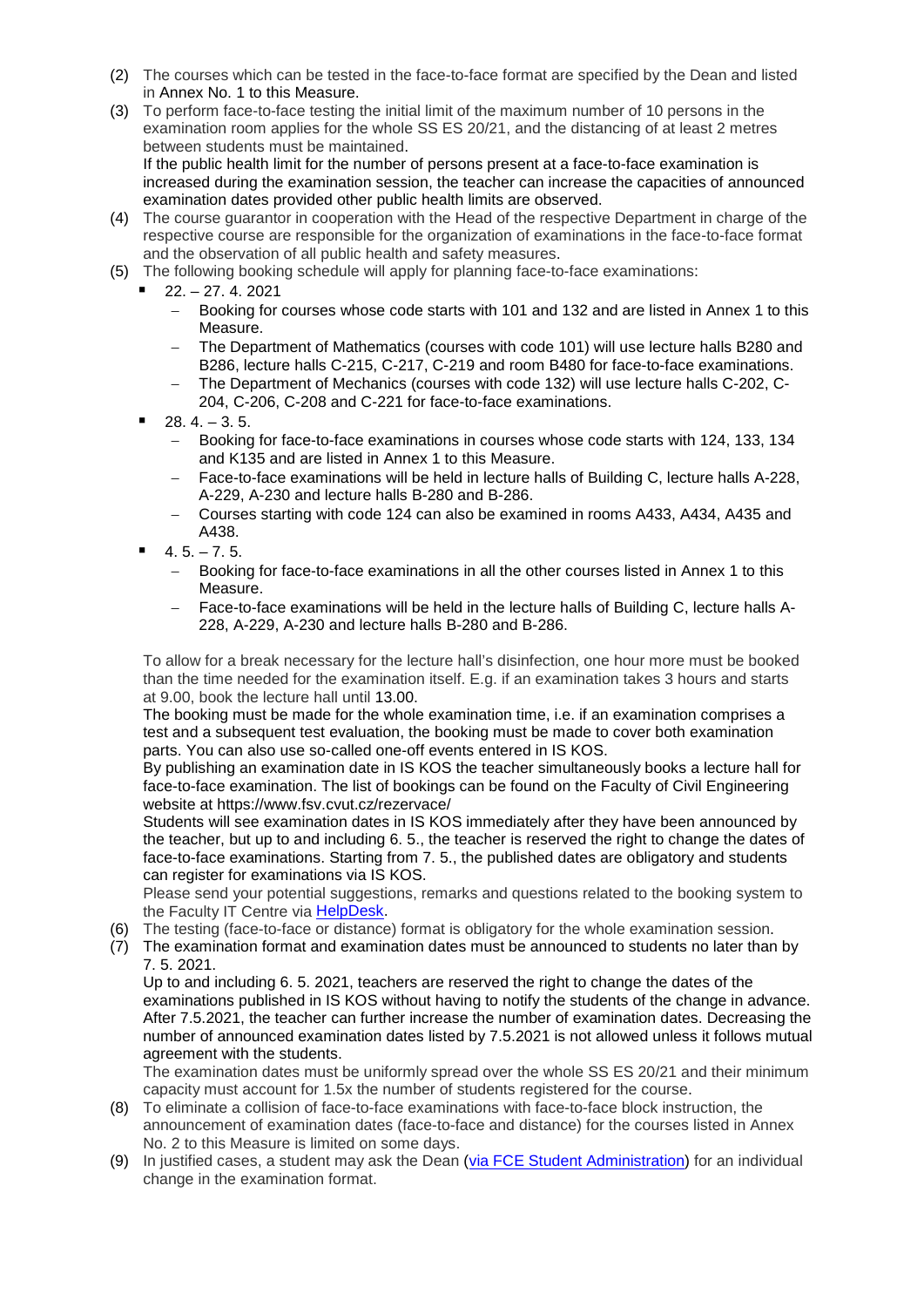(2) The courses which can be tested in the face-to-face format are specified by the Dean and listed in Annex No. 1 to this Measure.

(3) To perform face-to-face testing the initial limit of the maximum number of 10 persons in the examination room applies for the whole SS ES 20/21, and the distancing of at least 2 metres between students must be maintained.
If the public health limit for the number of persons present at a face-to-face examination is increased during the examination session, the teacher can increase the capacities of announced examination dates provided other public health limits are observed.

(4) The course guarantor in cooperation with the Head of the respective Department in charge of the respective course are responsible for the organization of examinations in the face-to-face format and the observation of all public health and safety measures.

(5) The following booking schedule will apply for planning face-to-face examinations:

- 22. – 27. 4. 2021
  - Booking for courses whose code starts with 101 and 132 and are listed in Annex 1 to this Measure.
  - The Department of Mathematics (courses with code 101) will use lecture halls B280 and B286, lecture halls C-215, C-217, C-219 and room B480 for face-to-face examinations.
  - The Department of Mechanics (courses with code 132) will use lecture halls C-202, C-204, C-206, C-208 and C-221 for face-to-face examinations.
- 28. 4. – 3. 5.
  - Booking for face-to-face examinations in courses whose code starts with 124, 133, 134 and K135 and are listed in Annex 1 to this Measure.
  - Face-to-face examinations will be held in lecture halls of Building C, lecture halls A-228, A-229, A-230 and lecture halls B-280 and B-286.
  - Courses starting with code 124 can also be examined in rooms A433, A434, A435 and A438.
- 4. 5. – 7. 5.
  - Booking for face-to-face examinations in all the other courses listed in Annex 1 to this Measure.
  - Face-to-face examinations will be held in the lecture halls of Building C, lecture halls A-228, A-229, A-230 and lecture halls B-280 and B-286.

To allow for a break necessary for the lecture hall's disinfection, one hour more must be booked than the time needed for the examination itself. E.g. if an examination takes 3 hours and starts at 9.00, book the lecture hall until 13.00.
The booking must be made for the whole examination time, i.e. if an examination comprises a test and a subsequent test evaluation, the booking must be made to cover both examination parts. You can also use so-called one-off events entered in IS KOS.
By publishing an examination date in IS KOS the teacher simultaneously books a lecture hall for face-to-face examination. The list of bookings can be found on the Faculty of Civil Engineering website at https://www.fsv.cvut.cz/rezervace/
Students will see examination dates in IS KOS immediately after they have been announced by the teacher, but up to and including 6. 5., the teacher is reserved the right to change the dates of face-to-face examinations. Starting from 7. 5., the published dates are obligatory and students can register for examinations via IS KOS.
Please send your potential suggestions, remarks and questions related to the booking system to the Faculty IT Centre via HelpDesk.

(6) The testing (face-to-face or distance) format is obligatory for the whole examination session.

(7) The examination format and examination dates must be announced to students no later than by 7. 5. 2021.
Up to and including 6. 5. 2021, teachers are reserved the right to change the dates of the examinations published in IS KOS without having to notify the students of the change in advance. After 7.5.2021, the teacher can further increase the number of examination dates. Decreasing the number of announced examination dates listed by 7.5.2021 is not allowed unless it follows mutual agreement with the students.
The examination dates must be uniformly spread over the whole SS ES 20/21 and their minimum capacity must account for 1.5x the number of students registered for the course.

(8) To eliminate a collision of face-to-face examinations with face-to-face block instruction, the announcement of examination dates (face-to-face and distance) for the courses listed in Annex No. 2 to this Measure is limited on some days.

(9) In justified cases, a student may ask the Dean (via FCE Student Administration) for an individual change in the examination format.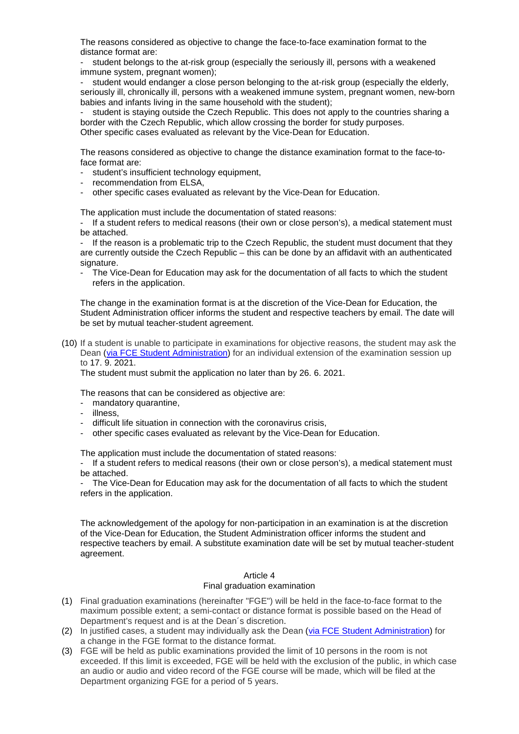The reasons considered as objective to change the face-to-face examination format to the distance format are:

- student belongs to the at-risk group (especially the seriously ill, persons with a weakened immune system, pregnant women);
- student would endanger a close person belonging to the at-risk group (especially the elderly, seriously ill, chronically ill, persons with a weakened immune system, pregnant women, new-born babies and infants living in the same household with the student);
- student is staying outside the Czech Republic. This does not apply to the countries sharing a border with the Czech Republic, which allow crossing the border for study purposes.

Other specific cases evaluated as relevant by the Vice-Dean for Education.

The reasons considered as objective to change the distance examination format to the face-to-face format are:

- student's insufficient technology equipment,
- recommendation from ELSA,
- other specific cases evaluated as relevant by the Vice-Dean for Education.

The application must include the documentation of stated reasons:

- If a student refers to medical reasons (their own or close person's), a medical statement must be attached.
- If the reason is a problematic trip to the Czech Republic, the student must document that they are currently outside the Czech Republic – this can be done by an affidavit with an authenticated signature.
- The Vice-Dean for Education may ask for the documentation of all facts to which the student refers in the application.

The change in the examination format is at the discretion of the Vice-Dean for Education, the Student Administration officer informs the student and respective teachers by email. The date will be set by mutual teacher-student agreement.

(10) If a student is unable to participate in examinations for objective reasons, the student may ask the Dean (via FCE Student Administration) for an individual extension of the examination session up to 17. 9. 2021.

The student must submit the application no later than by 26. 6. 2021.

The reasons that can be considered as objective are:

- mandatory quarantine,
- illness,
- difficult life situation in connection with the coronavirus crisis,
- other specific cases evaluated as relevant by the Vice-Dean for Education.

The application must include the documentation of stated reasons:

- If a student refers to medical reasons (their own or close person's), a medical statement must be attached.
- The Vice-Dean for Education may ask for the documentation of all facts to which the student refers in the application.

The acknowledgement of the apology for non-participation in an examination is at the discretion of the Vice-Dean for Education, the Student Administration officer informs the student and respective teachers by email. A substitute examination date will be set by mutual teacher-student agreement.

## Article 4
## Final graduation examination

(1) Final graduation examinations (hereinafter "FGE") will be held in the face-to-face format to the maximum possible extent; a semi-contact or distance format is possible based on the Head of Department's request and is at the Dean´s discretion.

(2) In justified cases, a student may individually ask the Dean (via FCE Student Administration) for a change in the FGE format to the distance format.

(3) FGE will be held as public examinations provided the limit of 10 persons in the room is not exceeded. If this limit is exceeded, FGE will be held with the exclusion of the public, in which case an audio or audio and video record of the FGE course will be made, which will be filed at the Department organizing FGE for a period of 5 years.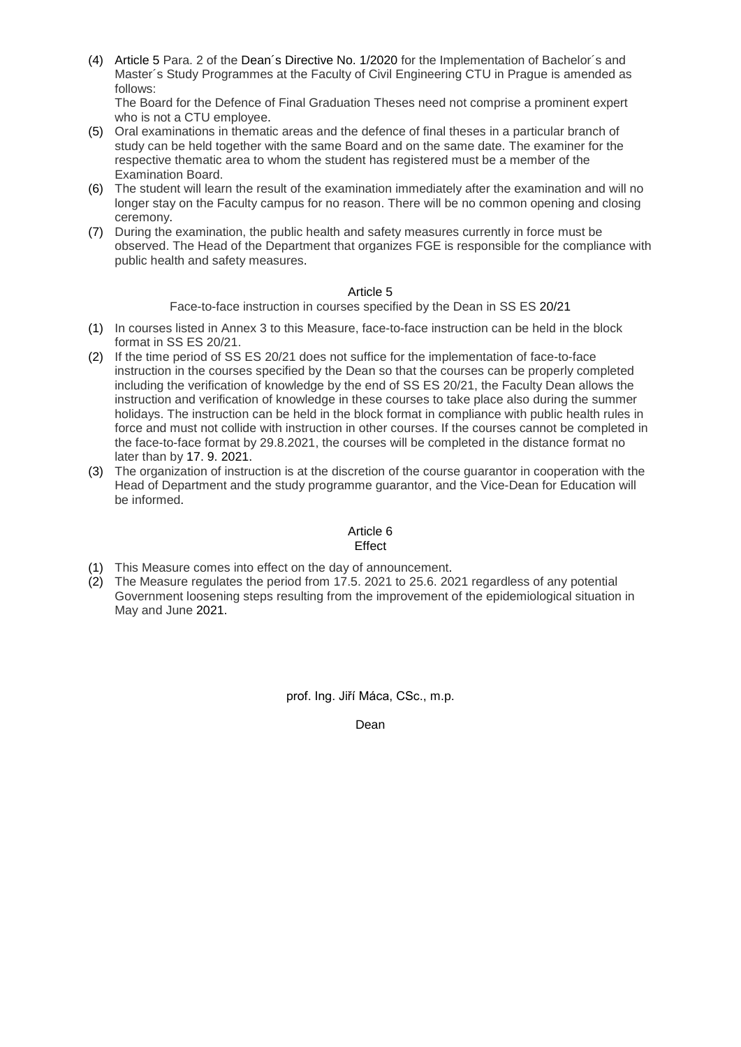(4) Article 5 Para. 2 of the Dean´s Directive No. 1/2020 for the Implementation of Bachelor´s and Master´s Study Programmes at the Faculty of Civil Engineering CTU in Prague is amended as follows:

The Board for the Defence of Final Graduation Theses need not comprise a prominent expert who is not a CTU employee.

(5) Oral examinations in thematic areas and the defence of final theses in a particular branch of study can be held together with the same Board and on the same date. The examiner for the respective thematic area to whom the student has registered must be a member of the Examination Board.

(6) The student will learn the result of the examination immediately after the examination and will no longer stay on the Faculty campus for no reason. There will be no common opening and closing ceremony.

(7) During the examination, the public health and safety measures currently in force must be observed. The Head of the Department that organizes FGE is responsible for the compliance with public health and safety measures.

## Article 5

### Face-to-face instruction in courses specified by the Dean in SS ES 20/21

(1) In courses listed in Annex 3 to this Measure, face-to-face instruction can be held in the block format in SS ES 20/21.

(2) If the time period of SS ES 20/21 does not suffice for the implementation of face-to-face instruction in the courses specified by the Dean so that the courses can be properly completed including the verification of knowledge by the end of SS ES 20/21, the Faculty Dean allows the instruction and verification of knowledge in these courses to take place also during the summer holidays. The instruction can be held in the block format in compliance with public health rules in force and must not collide with instruction in other courses. If the courses cannot be completed in the face-to-face format by 29.8.2021, the courses will be completed in the distance format no later than by 17. 9. 2021.

(3) The organization of instruction is at the discretion of the course guarantor in cooperation with the Head of Department and the study programme guarantor, and the Vice-Dean for Education will be informed.

## Article 6

### Effect

(1) This Measure comes into effect on the day of announcement.

(2) The Measure regulates the period from 17.5. 2021 to 25.6. 2021 regardless of any potential Government loosening steps resulting from the improvement of the epidemiological situation in May and June 2021.

prof. Ing. Jiří Máca, CSc., m.p.

Dean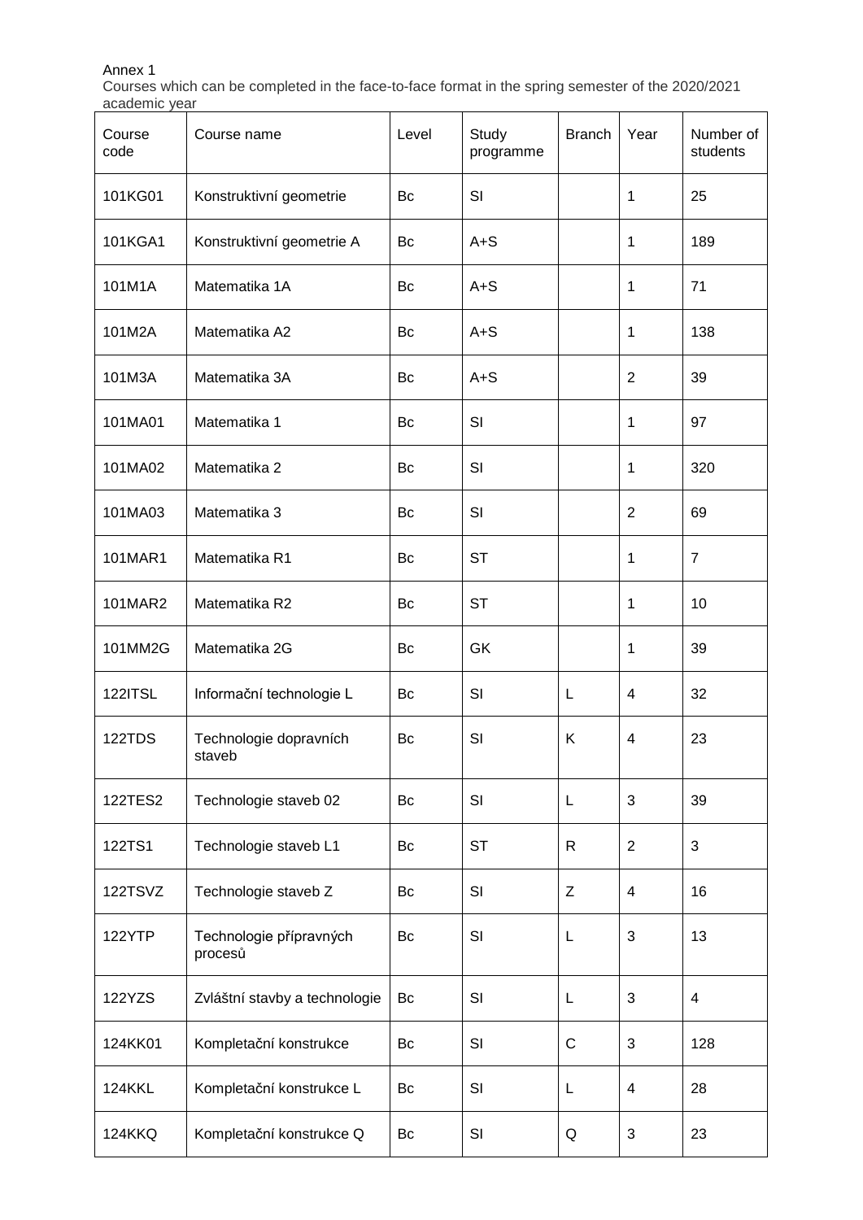Annex 1

Courses which can be completed in the face-to-face format in the spring semester of the 2020/2021 academic year

| Course code | Course name | Level | Study programme | Branch | Year | Number of students |
|---|---|---|---|---|---|---|
| 101KG01 | Konstruktivní geometrie | Bc | SI | | 1 | 25 |
| 101KGA1 | Konstruktivní geometrie A | Bc | A+S | | 1 | 189 |
| 101M1A | Matematika 1A | Bc | A+S | | 1 | 71 |
| 101M2A | Matematika A2 | Bc | A+S | | 1 | 138 |
| 101M3A | Matematika 3A | Bc | A+S | | 2 | 39 |
| 101MA01 | Matematika 1 | Bc | SI | | 1 | 97 |
| 101MA02 | Matematika 2 | Bc | SI | | 1 | 320 |
| 101MA03 | Matematika 3 | Bc | SI | | 2 | 69 |
| 101MAR1 | Matematika R1 | Bc | ST | | 1 | 7 |
| 101MAR2 | Matematika R2 | Bc | ST | | 1 | 10 |
| 101MM2G | Matematika 2G | Bc | GK | | 1 | 39 |
| 122ITSL | Informační technologie L | Bc | SI | L | 4 | 32 |
| 122TDS | Technologie dopravních staveb | Bc | SI | K | 4 | 23 |
| 122TES2 | Technologie staveb 02 | Bc | SI | L | 3 | 39 |
| 122TS1 | Technologie staveb L1 | Bc | ST | R | 2 | 3 |
| 122TSVZ | Technologie staveb Z | Bc | SI | Z | 4 | 16 |
| 122YTP | Technologie přípravných procesů | Bc | SI | L | 3 | 13 |
| 122YZS | Zvláštní stavby a technologie | Bc | SI | L | 3 | 4 |
| 124KK01 | Kompletační konstrukce | Bc | SI | C | 3 | 128 |
| 124KKL | Kompletační konstrukce L | Bc | SI | L | 4 | 28 |
| 124KKQ | Kompletační konstrukce Q | Bc | SI | Q | 3 | 23 |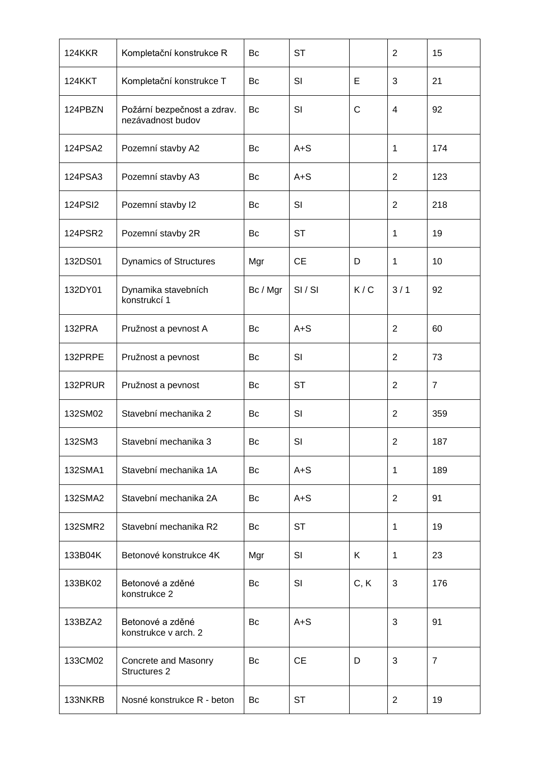| | | | | | | |
|---|---|---|---|---|---|---|
| 124KKR | Kompletační konstrukce R | Bc | ST | | 2 | 15 |
| 124KKT | Kompletační konstrukce T | Bc | SI | E | 3 | 21 |
| 124PBZN | Požární bezpečnost a zdrav. nezávadnost budov | Bc | SI | C | 4 | 92 |
| 124PSA2 | Pozemní stavby A2 | Bc | A+S | | 1 | 174 |
| 124PSA3 | Pozemní stavby A3 | Bc | A+S | | 2 | 123 |
| 124PSI2 | Pozemní stavby I2 | Bc | SI | | 2 | 218 |
| 124PSR2 | Pozemní stavby 2R | Bc | ST | | 1 | 19 |
| 132DS01 | Dynamics of Structures | Mgr | CE | D | 1 | 10 |
| 132DY01 | Dynamika stavebních konstrukcí 1 | Bc / Mgr | SI / SI | K / C | 3 / 1 | 92 |
| 132PRA | Pružnost a pevnost A | Bc | A+S | | 2 | 60 |
| 132PRPE | Pružnost a pevnost | Bc | SI | | 2 | 73 |
| 132PRUR | Pružnost a pevnost | Bc | ST | | 2 | 7 |
| 132SM02 | Stavební mechanika 2 | Bc | SI | | 2 | 359 |
| 132SM3 | Stavební mechanika 3 | Bc | SI | | 2 | 187 |
| 132SMA1 | Stavební mechanika 1A | Bc | A+S | | 1 | 189 |
| 132SMA2 | Stavební mechanika 2A | Bc | A+S | | 2 | 91 |
| 132SMR2 | Stavební mechanika R2 | Bc | ST | | 1 | 19 |
| 133B04K | Betonové konstrukce 4K | Mgr | SI | K | 1 | 23 |
| 133BK02 | Betonové a zděné konstrukce 2 | Bc | SI | C, K | 3 | 176 |
| 133BZA2 | Betonové a zděné konstrukce v arch. 2 | Bc | A+S | | 3 | 91 |
| 133CM02 | Concrete and Masonry Structures 2 | Bc | CE | D | 3 | 7 |
| 133NKRB | Nosné konstrukce R - beton | Bc | ST | | 2 | 19 |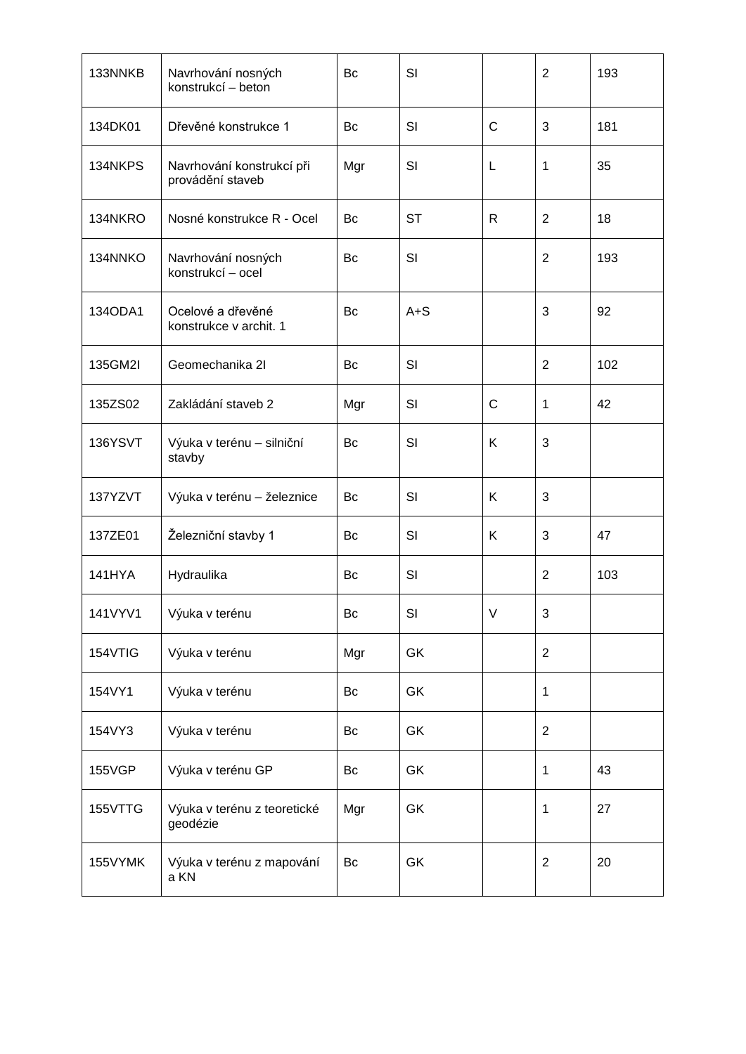| | | | | | | |
|---|---|---|---|---|---|---|
| 133NNKB | Navrhování nosných konstrukcí – beton | Bc | SI | | 2 | 193 |
| 134DK01 | Dřevěné konstrukce 1 | Bc | SI | C | 3 | 181 |
| 134NKPS | Navrhování konstrukcí při provádění staveb | Mgr | SI | L | 1 | 35 |
| 134NKRO | Nosné konstrukce R - Ocel | Bc | ST | R | 2 | 18 |
| 134NNKO | Navrhování nosných konstrukcí – ocel | Bc | SI | | 2 | 193 |
| 134ODA1 | Ocelové a dřevěné konstrukce v archit. 1 | Bc | A+S | | 3 | 92 |
| 135GM2I | Geomechanika 2I | Bc | SI | | 2 | 102 |
| 135ZS02 | Zakládání staveb 2 | Mgr | SI | C | 1 | 42 |
| 136YSVT | Výuka v terénu – silniční stavby | Bc | SI | K | 3 | |
| 137YZVT | Výuka v terénu – železnice | Bc | SI | K | 3 | |
| 137ZE01 | Železniční stavby 1 | Bc | SI | K | 3 | 47 |
| 141HYA | Hydraulika | Bc | SI | | 2 | 103 |
| 141VYV1 | Výuka v terénu | Bc | SI | V | 3 | |
| 154VTIG | Výuka v terénu | Mgr | GK | | 2 | |
| 154VY1 | Výuka v terénu | Bc | GK | | 1 | |
| 154VY3 | Výuka v terénu | Bc | GK | | 2 | |
| 155VGP | Výuka v terénu GP | Bc | GK | | 1 | 43 |
| 155VTTG | Výuka v terénu z teoretické geodézie | Mgr | GK | | 1 | 27 |
| 155VYMK | Výuka v terénu z mapování a KN | Bc | GK | | 2 | 20 |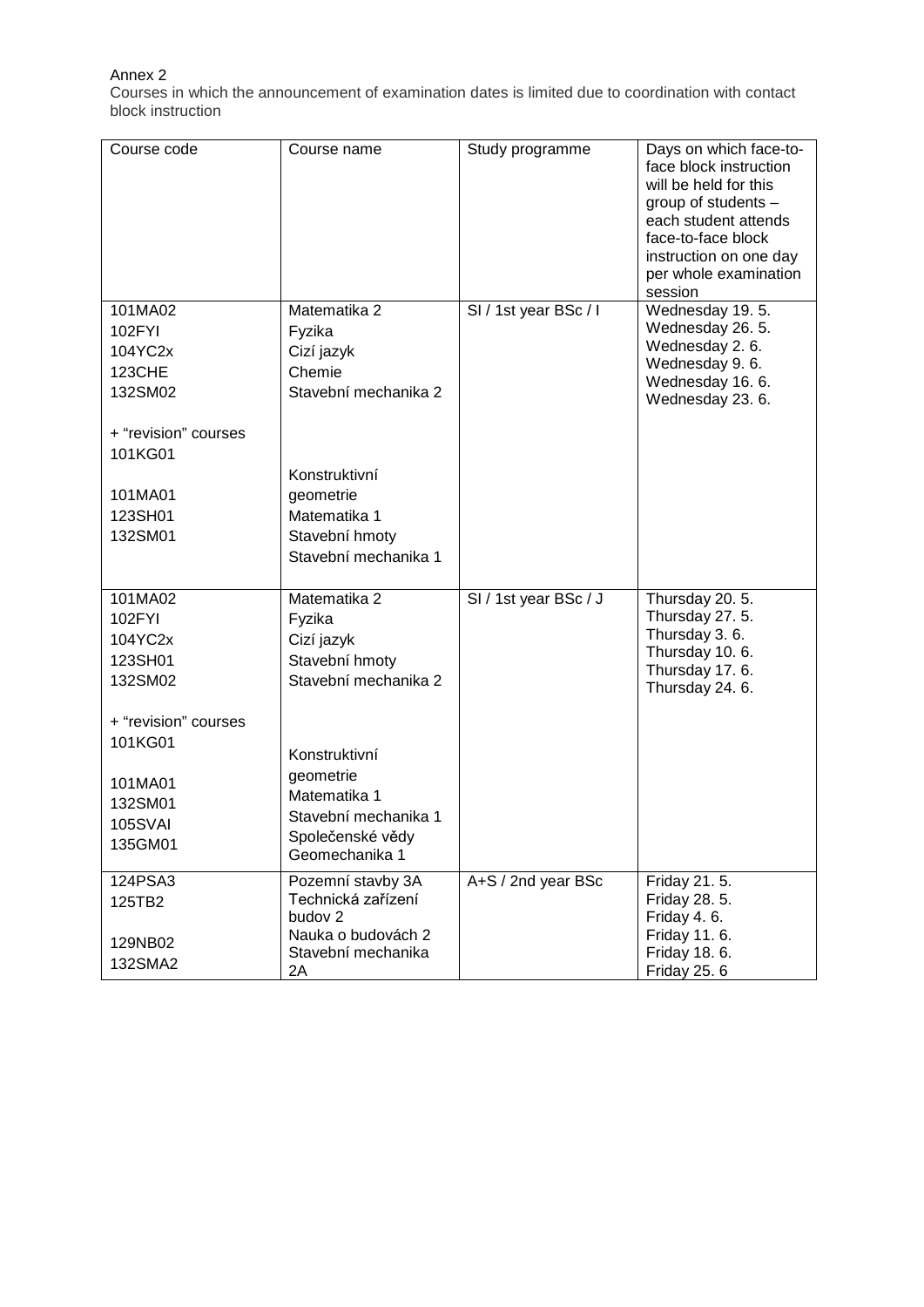Annex 2

Courses in which the announcement of examination dates is limited due to coordination with contact block instruction

| Course code | Course name | Study programme | Days on which face-to-face block instruction will be held for this group of students – each student attends face-to-face block instruction on one day per whole examination session |
|---|---|---|---|
| 101MA02<br>102FYI<br>104YC2x<br>123CHE<br>132SM02<br><br>+ “revision” courses<br>101KG01<br><br>101MA01<br>123SH01<br>132SM01 | Matematika 2<br>Fyzika<br>Cizí jazyk<br>Chemie<br>Stavební mechanika 2<br><br><br><br>Konstruktivní geometrie<br>Matematika 1<br>Stavební hmoty<br>Stavební mechanika 1 | SI / 1st year BSc / I | Wednesday 19. 5.<br>Wednesday 26. 5.<br>Wednesday 2. 6.<br>Wednesday 9. 6.<br>Wednesday 16. 6.<br>Wednesday 23. 6. |
| 101MA02<br>102FYI<br>104YC2x<br>123SH01<br>132SM02<br><br>+ “revision” courses<br>101KG01<br><br>101MA01<br>132SM01<br>105SVAI<br>135GM01 | Matematika 2<br>Fyzika<br>Cizí jazyk<br>Stavební hmoty<br>Stavební mechanika 2<br><br><br><br>Konstruktivní geometrie<br>Matematika 1<br>Stavební mechanika 1<br>Společenské vědy<br>Geomechanika 1 | SI / 1st year BSc / J | Thursday 20. 5.<br>Thursday 27. 5.<br>Thursday 3. 6.<br>Thursday 10. 6.<br>Thursday 17. 6.<br>Thursday 24. 6. |
| 124PSA3<br>125TB2<br><br>129NB02<br>132SMA2 | Pozemní stavby 3A<br>Technická zařízení budov 2<br>Nauka o budovách 2<br>Stavební mechanika 2A | A+S / 2nd year BSc | Friday 21. 5.<br>Friday 28. 5.<br>Friday 4. 6.<br>Friday 11. 6.<br>Friday 18. 6.<br>Friday 25. 6 |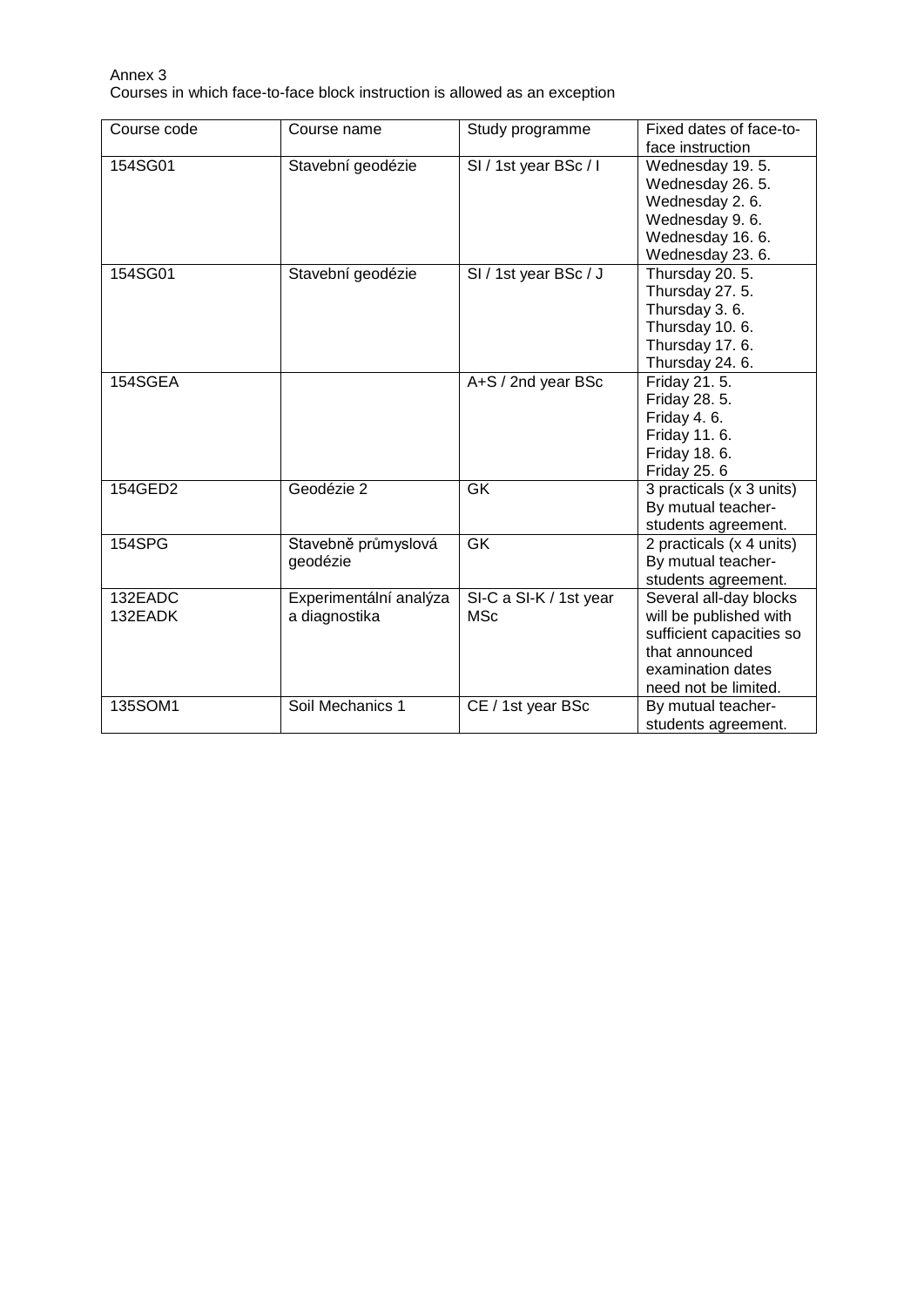Annex 3
Courses in which face-to-face block instruction is allowed as an exception

| Course code | Course name | Study programme | Fixed dates of face-to-face instruction |
|---|---|---|---|
| 154SG01 | Stavební geodézie | SI / 1st year BSc / I | Wednesday 19. 5.<br>Wednesday 26. 5.<br>Wednesday 2. 6.<br>Wednesday 9. 6.<br>Wednesday 16. 6.<br>Wednesday 23. 6. |
| 154SG01 | Stavební geodézie | SI / 1st year BSc / J | Thursday 20. 5.<br>Thursday 27. 5.<br>Thursday 3. 6.<br>Thursday 10. 6.<br>Thursday 17. 6.<br>Thursday 24. 6. |
| 154SGEA | | A+S / 2nd year BSc | Friday 21. 5.<br>Friday 28. 5.<br>Friday 4. 6.<br>Friday 11. 6.<br>Friday 18. 6.<br>Friday 25. 6 |
| 154GED2 | Geodézie 2 | GK | 3 practicals (x 3 units)<br>By mutual teacher-students agreement. |
| 154SPG | Stavebně průmyslová geodézie | GK | 2 practicals (x 4 units)<br>By mutual teacher-students agreement. |
| 132EADC<br>132EADK | Experimentální analýza a diagnostika | SI-C a SI-K / 1st year MSc | Several all-day blocks will be published with sufficient capacities so that announced examination dates need not be limited. |
| 135SOM1 | Soil Mechanics 1 | CE / 1st year BSc | By mutual teacher-students agreement. |